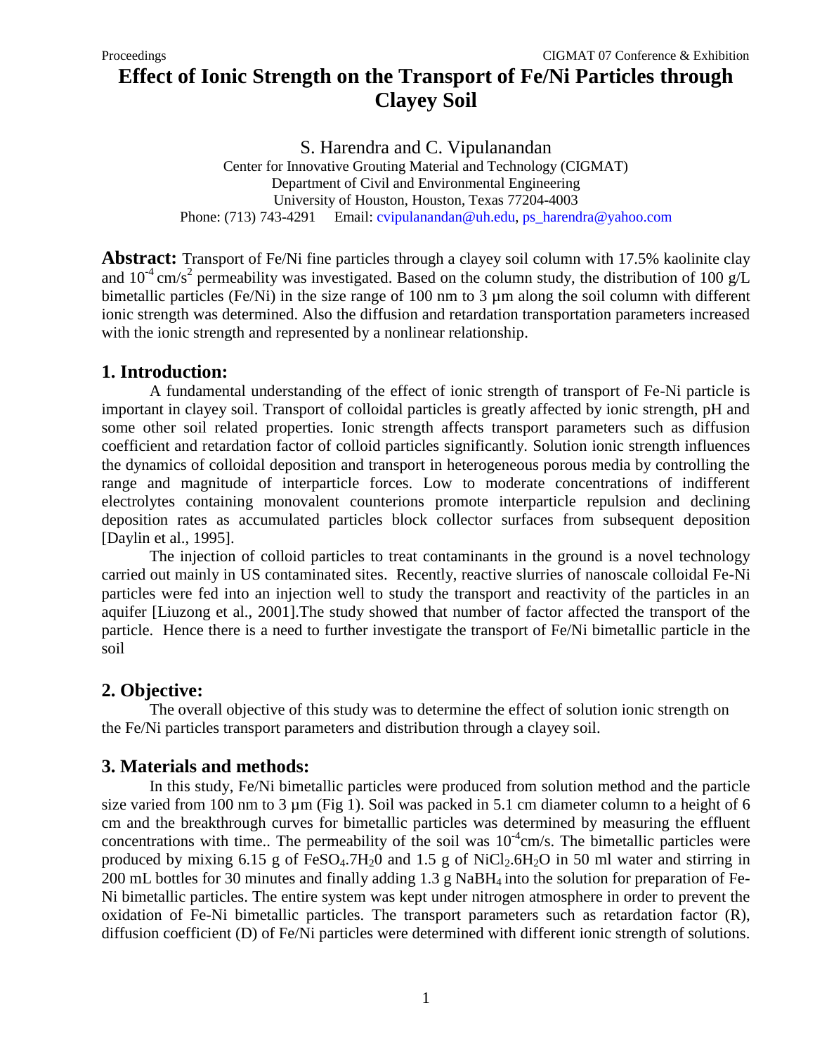# Effect of Ionic Strength on the Transport of Fe/Ni Particles through Clayey Soil

S. Harendra and C. Vipulanandan

Center for Innovative Grouting Material and Technology (CIGMAT)
Department of Civil and Environmental Engineering
University of Houston, Houston, Texas 77204-4003
Phone: (713) 743-4291 Email: cvipulanandan@uh.edu, ps_harendra@yahoo.com

**Abstract:** Transport of Fe/Ni fine particles through a clayey soil column with 17.5% kaolinite clay and $10^{-4}$ cm/s$^2$ permeability was investigated. Based on the column study, the distribution of 100 g/L bimetallic particles (Fe/Ni) in the size range of 100 nm to 3 µm along the soil column with different ionic strength was determined. Also the diffusion and retardation transportation parameters increased with the ionic strength and represented by a nonlinear relationship.

## 1. Introduction:

A fundamental understanding of the effect of ionic strength of transport of Fe-Ni particle is important in clayey soil. Transport of colloidal particles is greatly affected by ionic strength, pH and some other soil related properties. Ionic strength affects transport parameters such as diffusion coefficient and retardation factor of colloid particles significantly. Solution ionic strength influences the dynamics of colloidal deposition and transport in heterogeneous porous media by controlling the range and magnitude of interparticle forces. Low to moderate concentrations of indifferent electrolytes containing monovalent counterions promote interparticle repulsion and declining deposition rates as accumulated particles block collector surfaces from subsequent deposition [Daylin et al., 1995].

The injection of colloid particles to treat contaminants in the ground is a novel technology carried out mainly in US contaminated sites. Recently, reactive slurries of nanoscale colloidal Fe-Ni particles were fed into an injection well to study the transport and reactivity of the particles in an aquifer [Liuzong et al., 2001].The study showed that number of factor affected the transport of the particle. Hence there is a need to further investigate the transport of Fe/Ni bimetallic particle in the soil

## 2. Objective:

The overall objective of this study was to determine the effect of solution ionic strength on the Fe/Ni particles transport parameters and distribution through a clayey soil.

## 3. Materials and methods:

In this study, Fe/Ni bimetallic particles were produced from solution method and the particle size varied from 100 nm to 3 µm (Fig 1). Soil was packed in 5.1 cm diameter column to a height of 6 cm and the breakthrough curves for bimetallic particles was determined by measuring the effluent concentrations with time.. The permeability of the soil was $10^{-4}$cm/s. The bimetallic particles were produced by mixing 6.15 g of $FeSO_4.7H_20$ and 1.5 g of $NiCl_2.6H_2O$ in 50 ml water and stirring in 200 mL bottles for 30 minutes and finally adding 1.3 g $NaBH_4$ into the solution for preparation of Fe-Ni bimetallic particles. The entire system was kept under nitrogen atmosphere in order to prevent the oxidation of Fe-Ni bimetallic particles. The transport parameters such as retardation factor (R), diffusion coefficient (D) of Fe/Ni particles were determined with different ionic strength of solutions.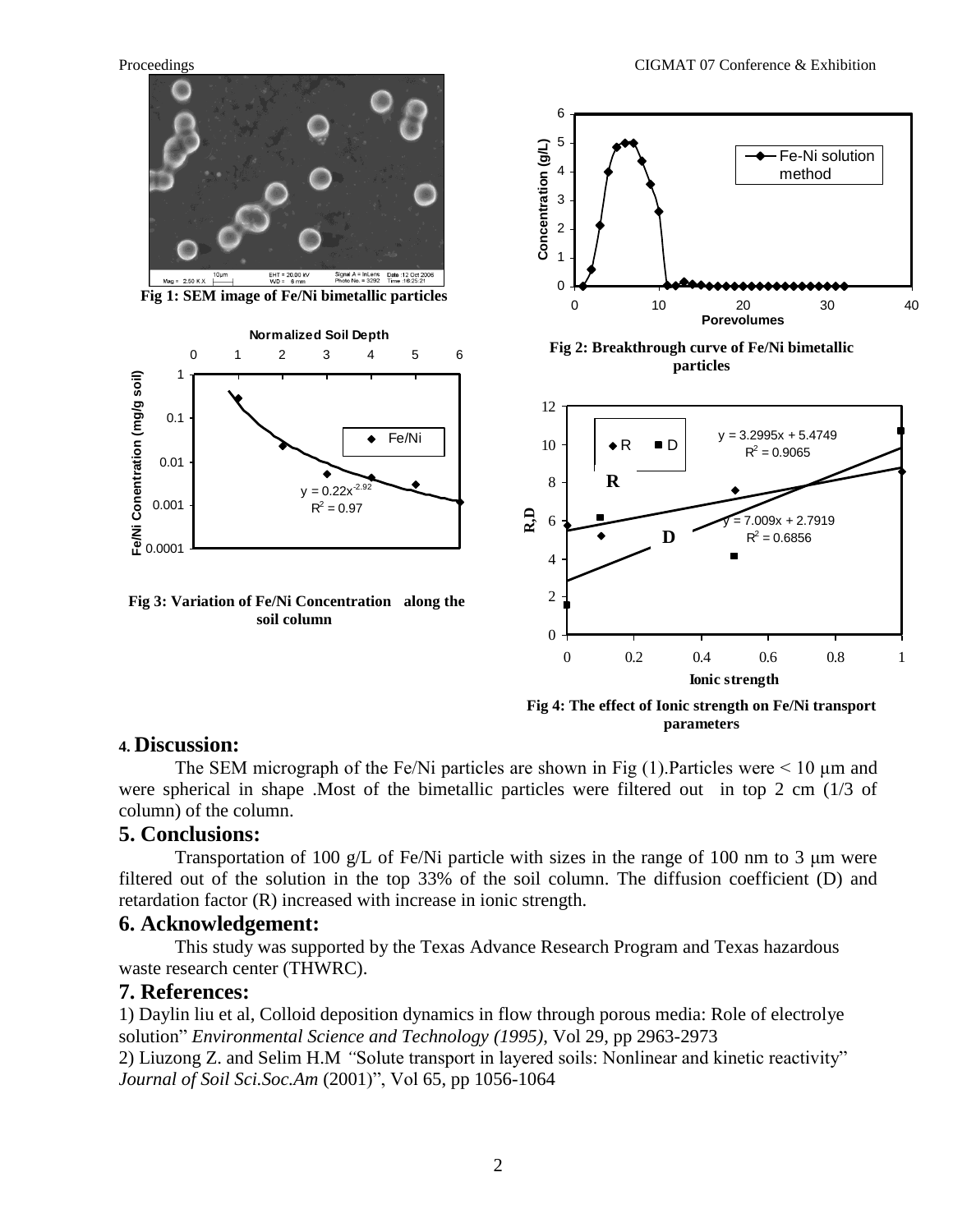Fig 1: SEM image of Fe/Ni bimetallic particles

Concentration (g/L)

Porevolumes

Fe-Ni solution method

Fig 2: Breakthrough curve of Fe/Ni bimetallic particles

Normalized Soil Depth

Fe/Ni Conentration (mg/g soil)

Fe/Ni

$y = 0.22x^{-2.92}$

$R^2 = 0.97$

Fig 3: Variation of Fe/Ni Concentration along the soil column

R,D

Ionic strength

R D

$y = 3.2995x + 5.4749$

$R^2 = 0.9065$

$y = 7.009x + 2.7919$

$R^2 = 0.6856$

Fig 4: The effect of Ionic strength on Fe/Ni transport parameters

## 4. Discussion:

The SEM micrograph of the Fe/Ni particles are shown in Fig (1).Particles were < 10 μm and were spherical in shape .Most of the bimetallic particles were filtered out in top 2 cm (1/3 of column) of the column.

## 5. Conclusions:

Transportation of 100 g/L of Fe/Ni particle with sizes in the range of 100 nm to 3 μm were filtered out of the solution in the top 33% of the soil column. The diffusion coefficient (D) and retardation factor (R) increased with increase in ionic strength.

## 6. Acknowledgement:

This study was supported by the Texas Advance Research Program and Texas hazardous waste research center (THWRC).

## 7. References:

1) Daylin liu et al, Colloid deposition dynamics in flow through porous media: Role of electrolye solution" *Environmental Science and Technology (1995)*, Vol 29, pp 2963-2973

2) Liuzong Z. and Selim H.M *"*Solute transport in layered soils: Nonlinear and kinetic reactivity" *Journal of Soil Sci.Soc.Am* (2001)", Vol 65, pp 1056-1064